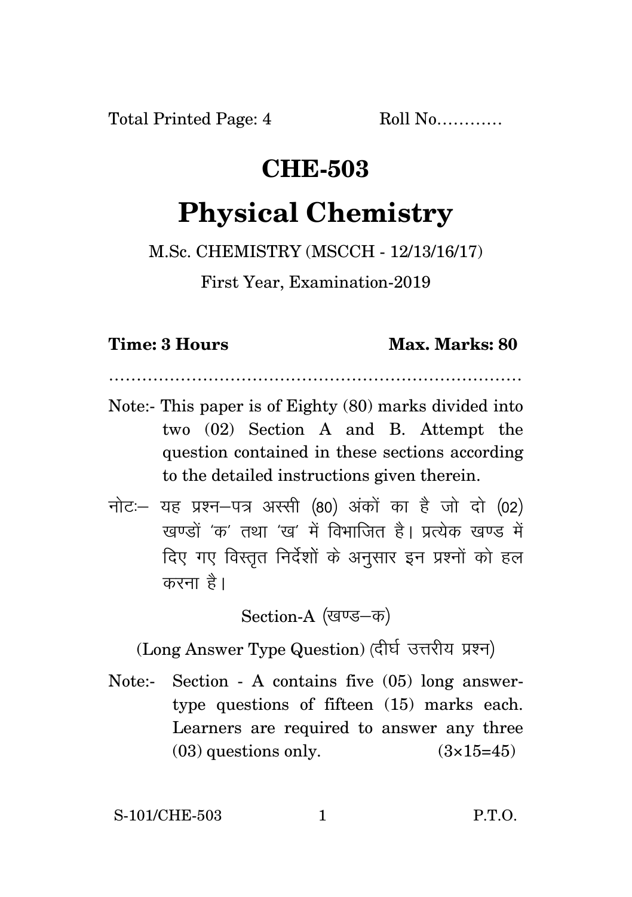Total Printed Page: 4 Roll No…………

# CHE-503

# Physical Chemistry

M.Sc. CHEMISTRY (MSCCH - 12/13/16/17)

First Year, Examination-2019

**Time: 3 Hours** **Max. Marks: 80**

…………………………………………………………………

Note:- This paper is of Eighty (80) marks divided into two (02) Section A and B. Attempt the question contained in these sections according to the detailed instructions given therein.

नोटः– यह प्रश्न–पत्र अस्सी (80) अंकों का है जो दो (02) खण्डों 'क' तथा 'ख' में विभाजित है। प्रत्येक खण्ड में दिए गए विस्तृत निर्देशों के अनुसार इन प्रश्नों को हल करना है।

## Section-A (खण्ड–क)

### (Long Answer Type Question) (दीर्घ उत्तरीय प्रश्न)

Note:- Section - A contains five (05) long answer-type questions of fifteen (15) marks each. Learners are required to answer any three (03) questions only. (3×15=45)

S-101/CHE-503 P.T.O.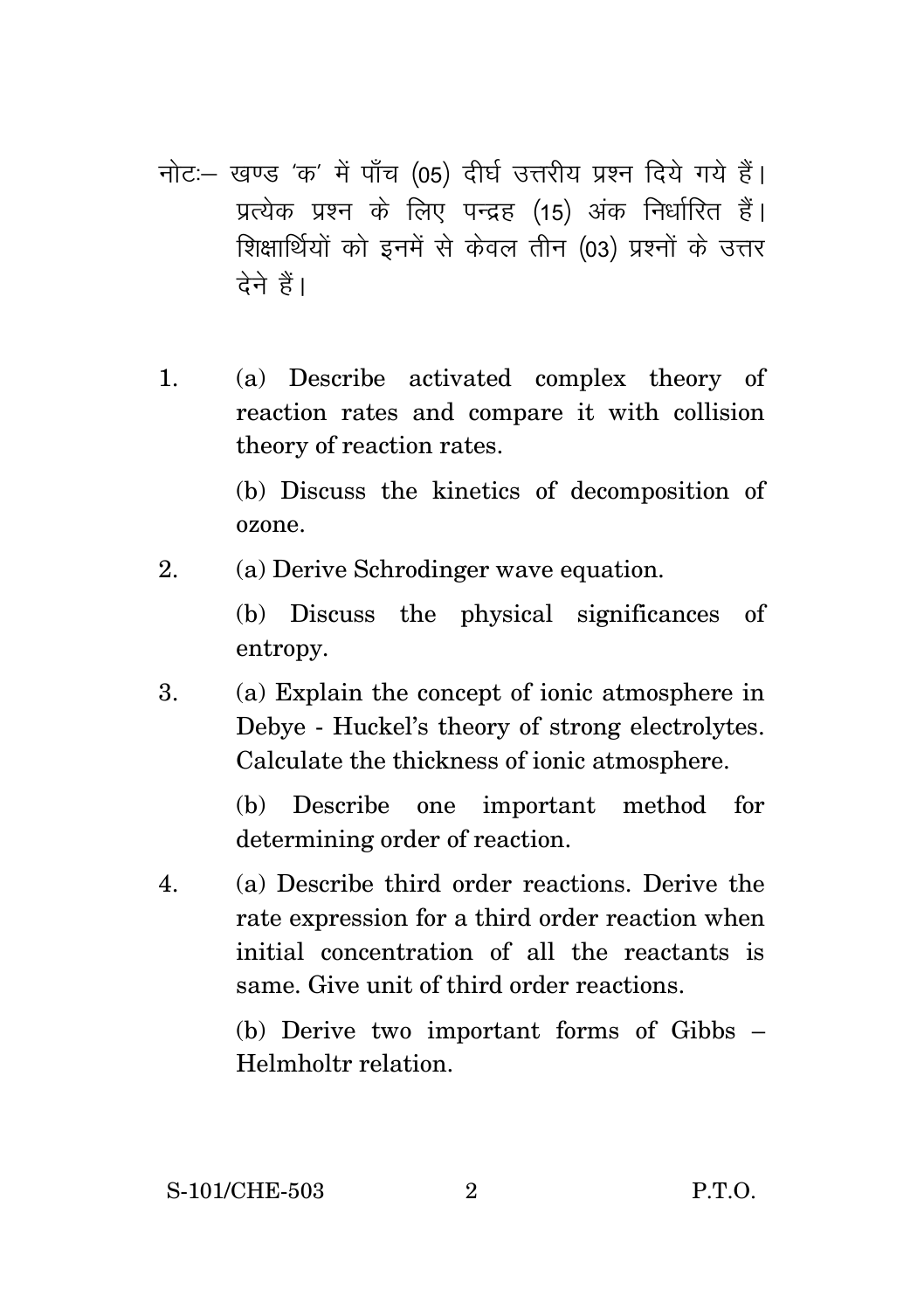नोटः— खण्ड 'क' में पाँच (05) दीर्घ उत्तरीय प्रश्न दिये गये हैं। प्रत्येक प्रश्न के लिए पन्द्रह (15) अंक निर्धारित हैं। शिक्षार्थियों को इनमें से केवल तीन (03) प्रश्नों के उत्तर देने हैं।

1. (a) Describe activated complex theory of reaction rates and compare it with collision theory of reaction rates.

   (b) Discuss the kinetics of decomposition of ozone.

2. (a) Derive Schrodinger wave equation.

   (b) Discuss the physical significances of entropy.

3. (a) Explain the concept of ionic atmosphere in Debye - Huckel's theory of strong electrolytes. Calculate the thickness of ionic atmosphere.

   (b) Describe one important method for determining order of reaction.

4. (a) Describe third order reactions. Derive the rate expression for a third order reaction when initial concentration of all the reactants is same. Give unit of third order reactions.

   (b) Derive two important forms of Gibbs – Helmholtr relation.

S-101/CHE-503 P.T.O.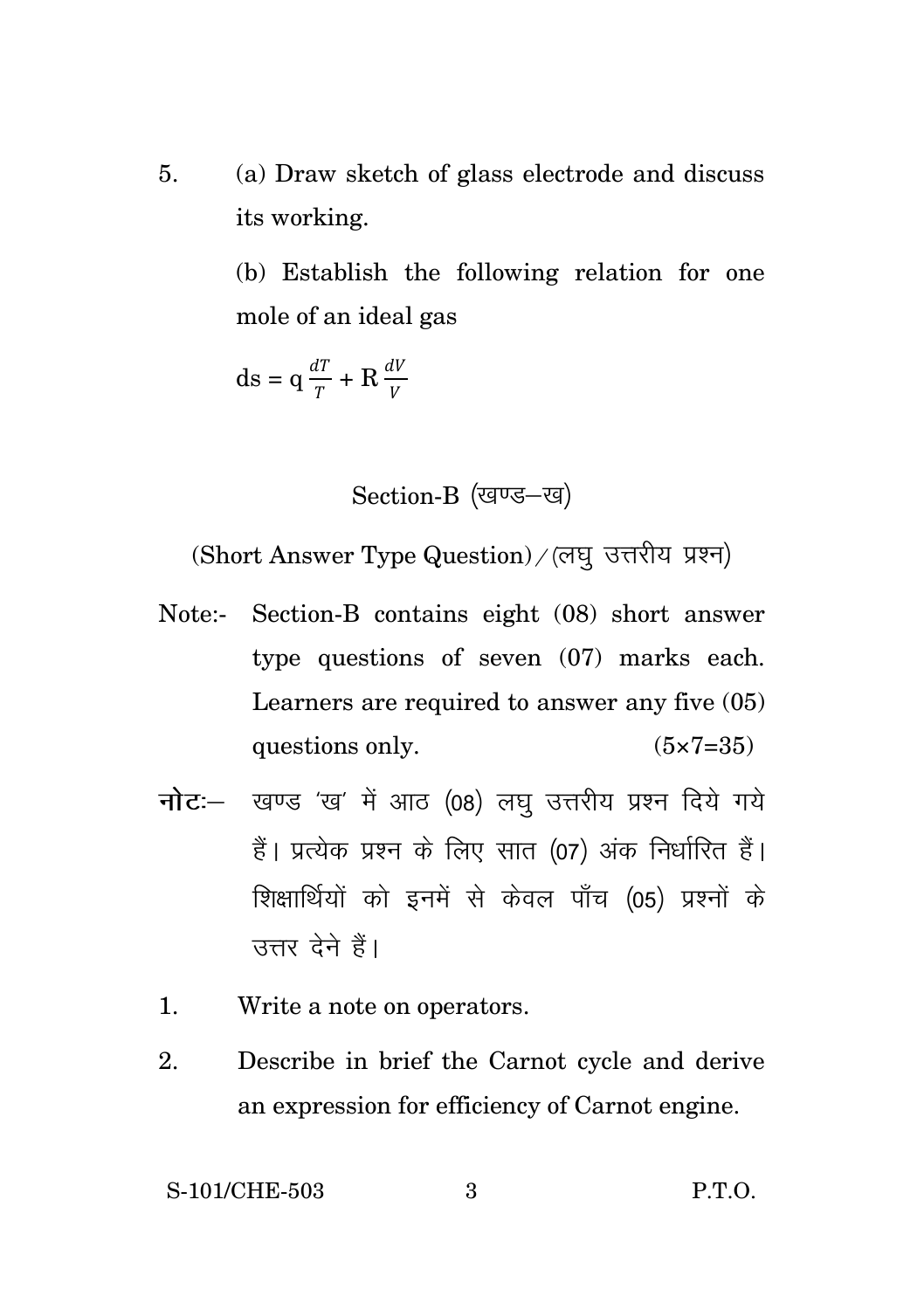5. (a) Draw sketch of glass electrode and discuss its working.

   (b) Establish the following relation for one mole of an ideal gas

   $$ds = q\frac{dT}{T} + R\frac{dV}{V}$$

## Section-B (खण्ड–ख)

### (Short Answer Type Question) / (लघु उत्तरीय प्रश्न)

Note:- Section-B contains eight (08) short answer type questions of seven (07) marks each. Learners are required to answer any five (05) questions only. (5×7=35)

**नोटः**– खण्ड 'ख' में आठ (08) लघु उत्तरीय प्रश्न दिये गये हैं। प्रत्येक प्रश्न के लिए सात (07) अंक निर्धारित हैं। शिक्षार्थियों को इनमें से केवल पाँच (05) प्रश्नों के उत्तर देने हैं।

1. Write a note on operators.

2. Describe in brief the Carnot cycle and derive an expression for efficiency of Carnot engine.

S-101/CHE-503 P.T.O.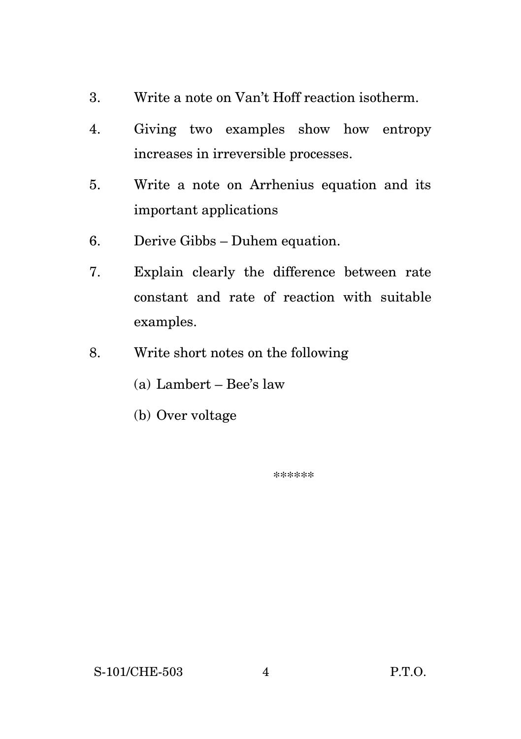3. Write a note on Van't Hoff reaction isotherm.

4. Giving two examples show how entropy increases in irreversible processes.

5. Write a note on Arrhenius equation and its important applications

6. Derive Gibbs – Duhem equation.

7. Explain clearly the difference between rate constant and rate of reaction with suitable examples.

8. Write short notes on the following

   (a) Lambert – Bee's law

   (b) Over voltage

******